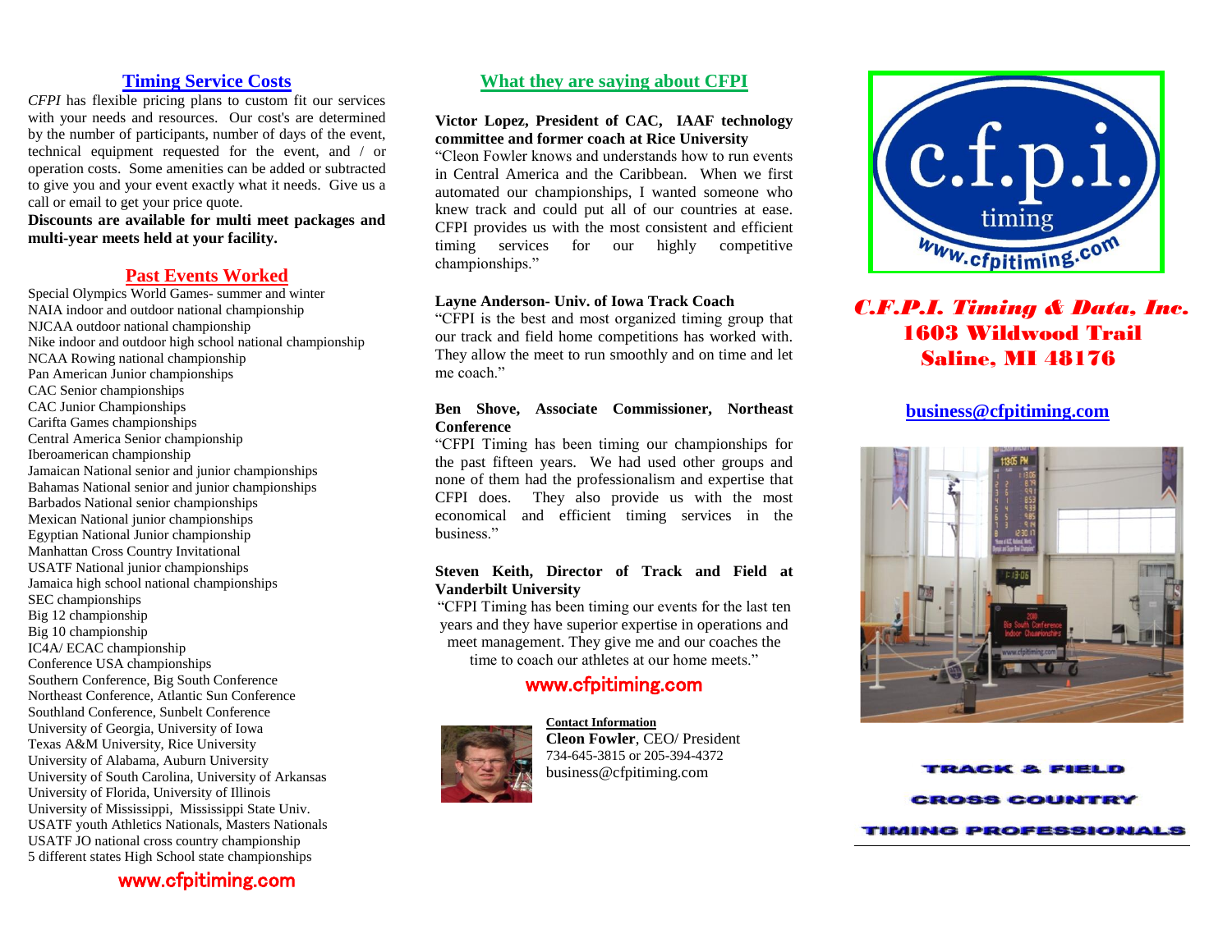## Timing Service Costs

*CFPI* has flexible pricing plans to custom fit our services with your needs and resources. Our cost's are determined by the number of participants, number of days of the event, technical equipment requested for the event, and / or operation costs. Some amenities can be added or subtracted to give you and your event exactly what it needs. Give us a call or email to get your price quote.

**Discounts are available for multi meet packages and multi-year meets held at your facility.**

## Past Events Worked

Special Olympics World Games- summer and winter
NAIA indoor and outdoor national championship
NJCAA outdoor national championship
Nike indoor and outdoor high school national championship
NCAA Rowing national championship
Pan American Junior championships
CAC Senior championships
CAC Junior Championships
Carifta Games championships
Central America Senior championship
Iberoamerican championship
Jamaican National senior and junior championships
Bahamas National senior and junior championships
Barbados National senior championships
Mexican National junior championships
Egyptian National Junior championship
Manhattan Cross Country Invitational
USATF National junior championships
Jamaica high school national championships
SEC championships
Big 12 championship
Big 10 championship
IC4A/ ECAC championship
Conference USA championships
Southern Conference, Big South Conference
Northeast Conference, Atlantic Sun Conference
Southland Conference, Sunbelt Conference
University of Georgia, University of Iowa
Texas A&M University, Rice University
University of Alabama, Auburn University
University of South Carolina, University of Arkansas
University of Florida, University of Illinois
University of Mississippi, Mississippi State Univ.
USATF youth Athletics Nationals, Masters Nationals
USATF JO national cross country championship
5 different states High School state championships

www.cfpitiming.com

## What they are saying about CFPI

**Victor Lopez, President of CAC, IAAF technology committee and former coach at Rice University**
"Cleon Fowler knows and understands how to run events in Central America and the Caribbean. When we first automated our championships, I wanted someone who knew track and could put all of our countries at ease. CFPI provides us with the most consistent and efficient timing services for our highly competitive championships."

**Layne Anderson- Univ. of Iowa Track Coach**
"CFPI is the best and most organized timing group that our track and field home competitions has worked with. They allow the meet to run smoothly and on time and let me coach."

**Ben Shove, Associate Commissioner, Northeast Conference**
"CFPI Timing has been timing our championships for the past fifteen years. We had used other groups and none of them had the professionalism and expertise that CFPI does. They also provide us with the most economical and efficient timing services in the business."

**Steven Keith, Director of Track and Field at Vanderbilt University**
"CFPI Timing has been timing our events for the last ten years and they have superior expertise in operations and meet management. They give me and our coaches the time to coach our athletes at our home meets."

www.cfpitiming.com

**Contact Information**
**Cleon Fowler**, CEO/ President
734-645-3815 or 205-394-4372
business@cfpitiming.com

c.f.p.i. timing
www.cfpitiming.com

# *C.F.P.I. Timing & Data, Inc.*
**1603 Wildwood Trail**
**Saline, MI 48176**

**business@cfpitiming.com**

TRACK & FIELD
CROSS COUNTRY
TIMING PROFESSIONALS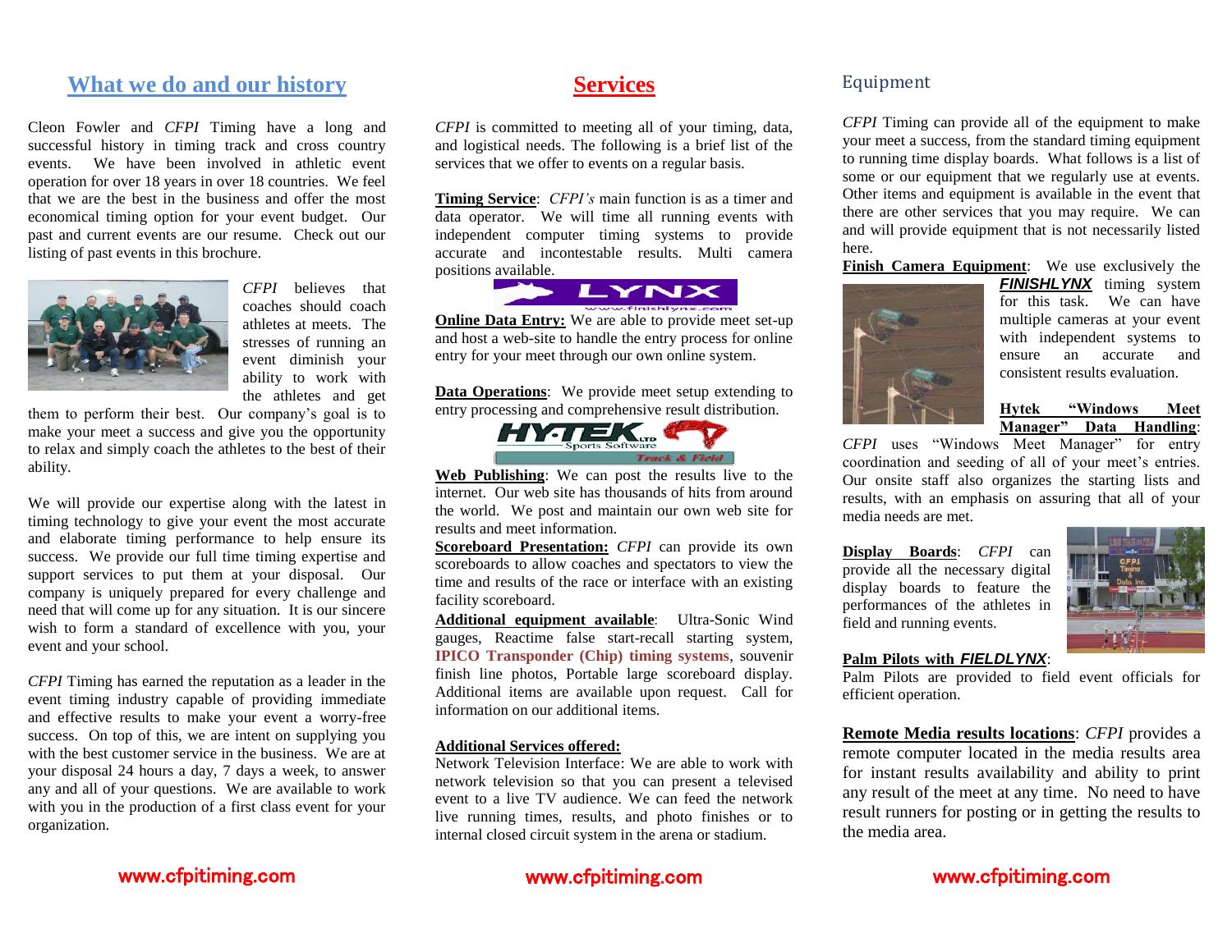## What we do and our history

Cleon Fowler and *CFPI* Timing have a long and successful history in timing track and cross country events. We have been involved in athletic event operation for over 18 years in over 18 countries. We feel that we are the best in the business and offer the most economical timing option for your event budget. Our past and current events are our resume. Check out our listing of past events in this brochure.

*CFPI* believes that coaches should coach athletes at meets. The stresses of running an event diminish your ability to work with the athletes and get them to perform their best. Our company's goal is to make your meet a success and give you the opportunity to relax and simply coach the athletes to the best of their ability.

We will provide our expertise along with the latest in timing technology to give your event the most accurate and elaborate timing performance to help ensure its success. We provide our full time timing expertise and support services to put them at your disposal. Our company is uniquely prepared for every challenge and need that will come up for any situation. It is our sincere wish to form a standard of excellence with you, your event and your school.

*CFPI* Timing has earned the reputation as a leader in the event timing industry capable of providing immediate and effective results to make your event a worry-free success. On top of this, we are intent on supplying you with the best customer service in the business. We are at your disposal 24 hours a day, 7 days a week, to answer any and all of your questions. We are available to work with you in the production of a first class event for your organization.

www.cfpitiming.com

## Services

*CFPI* is committed to meeting all of your timing, data, and logistical needs. The following is a brief list of the services that we offer to events on a regular basis.

**Timing Service**: *CFPI's* main function is as a timer and data operator. We will time all running events with independent computer timing systems to provide accurate and incontestable results. Multi camera positions available.

LYNX www.finishlynx.com

**Online Data Entry:** We are able to provide meet set-up and host a web-site to handle the entry process for online entry for your meet through our own online system.

**Data Operations**: We provide meet setup extending to entry processing and comprehensive result distribution.

HY-TEK LTD Sports Software Track & Field

**Web Publishing**: We can post the results live to the internet. Our web site has thousands of hits from around the world. We post and maintain our own web site for results and meet information.

**Scoreboard Presentation:** *CFPI* can provide its own scoreboards to allow coaches and spectators to view the time and results of the race or interface with an existing facility scoreboard.

**Additional equipment available**: Ultra-Sonic Wind gauges, Reactime false start-recall starting system, **IPICO Transponder (Chip) timing systems**, souvenir finish line photos, Portable large scoreboard display. Additional items are available upon request. Call for information on our additional items.

**Additional Services offered:**

Network Television Interface: We are able to work with network television so that you can present a televised event to a live TV audience. We can feed the network live running times, results, and photo finishes or to internal closed circuit system in the arena or stadium.

www.cfpitiming.com

## Equipment

*CFPI* Timing can provide all of the equipment to make your meet a success, from the standard timing equipment to running time display boards. What follows is a list of some or our equipment that we regularly use at events. Other items and equipment is available in the event that there are other services that you may require. We can and will provide equipment that is not necessarily listed here.

**Finish Camera Equipment**: We use exclusively the ***FINISHLYNX*** timing system for this task. We can have multiple cameras at your event with independent systems to ensure an accurate and consistent results evaluation.

**Hytek "Windows Meet Manager" Data Handling**: *CFPI* uses "Windows Meet Manager" for entry coordination and seeding of all of your meet's entries. Our onsite staff also organizes the starting lists and results, with an emphasis on assuring that all of your media needs are met.

**Display Boards**: *CFPI* can provide all the necessary digital display boards to feature the performances of the athletes in field and running events.

**Palm Pilots with *FIELDLYNX***:
Palm Pilots are provided to field event officials for efficient operation.

**Remote Media results locations**: *CFPI* provides a remote computer located in the media results area for instant results availability and ability to print any result of the meet at any time. No need to have result runners for posting or in getting the results to the media area.

www.cfpitiming.com